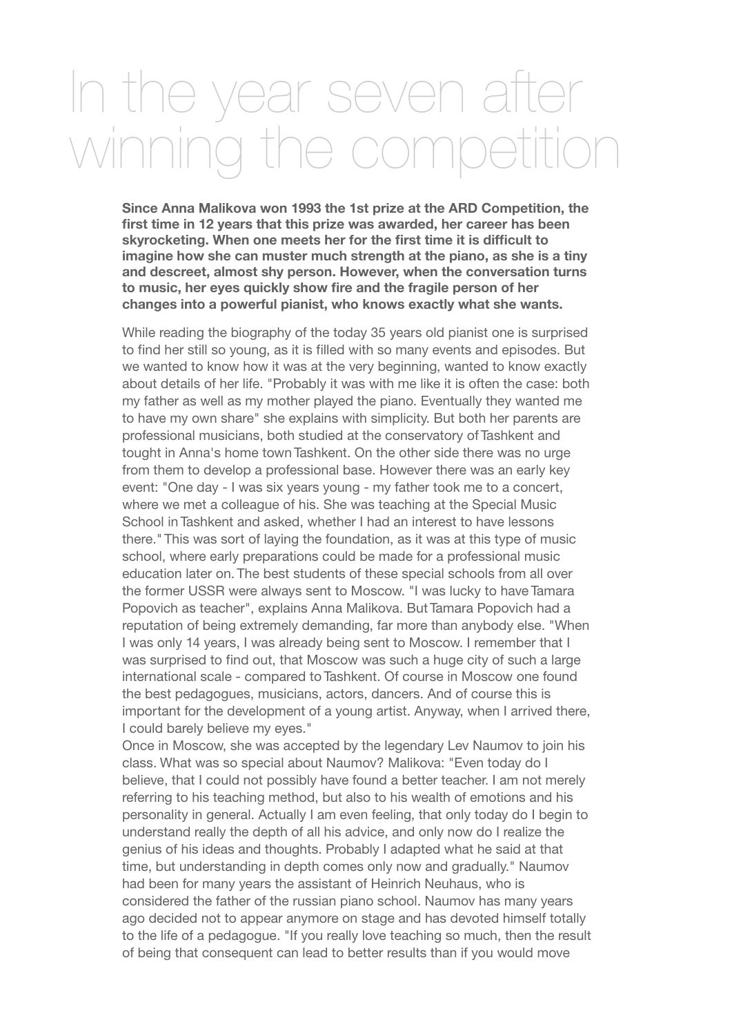# In the year seven after winning the competition

**Since Anna Malikova won 1993 the 1st prize at the ARD Competition, the first time in 12 years that this prize was awarded, her career has been skyrocketing. When one meets her for the first time it is difficult to imagine how she can muster much strength at the piano, as she is a tiny and descreet, almost shy person. However, when the conversation turns to music, her eyes quickly show fire and the fragile person of her changes into a powerful pianist, who knows exactly what she wants.**

While reading the biography of the today 35 years old pianist one is surprised to find her still so young, as it is filled with so many events and episodes. But we wanted to know how it was at the very beginning, wanted to know exactly about details of her life. "Probably it was with me like it is often the case: both my father as well as my mother played the piano. Eventually they wanted me to have my own share" she explains with simplicity. But both her parents are professional musicians, both studied at the conservatory of Tashkent and tought in Anna's home town Tashkent. On the other side there was no urge from them to develop a professional base. However there was an early key event: "One day - I was six years young - my father took me to a concert, where we met a colleague of his. She was teaching at the Special Music School in Tashkent and asked, whether I had an interest to have lessons there." This was sort of laying the foundation, as it was at this type of music school, where early preparations could be made for a professional music education later on. The best students of these special schools from all over the former USSR were always sent to Moscow. "I was lucky to have Tamara Popovich as teacher", explains Anna Malikova. But Tamara Popovich had a reputation of being extremely demanding, far more than anybody else. "When I was only 14 years, I was already being sent to Moscow. I remember that I was surprised to find out, that Moscow was such a huge city of such a large international scale - compared to Tashkent. Of course in Moscow one found the best pedagogues, musicians, actors, dancers. And of course this is important for the development of a young artist. Anyway, when I arrived there, I could barely believe my eyes."

Once in Moscow, she was accepted by the legendary Lev Naumov to join his class. What was so special about Naumov? Malikova: "Even today do I believe, that I could not possibly have found a better teacher. I am not merely referring to his teaching method, but also to his wealth of emotions and his personality in general. Actually I am even feeling, that only today do I begin to understand really the depth of all his advice, and only now do I realize the genius of his ideas and thoughts. Probably I adapted what he said at that time, but understanding in depth comes only now and gradually." Naumov had been for many years the assistant of Heinrich Neuhaus, who is considered the father of the russian piano school. Naumov has many years ago decided not to appear anymore on stage and has devoted himself totally to the life of a pedagogue. "If you really love teaching so much, then the result of being that consequent can lead to better results than if you would move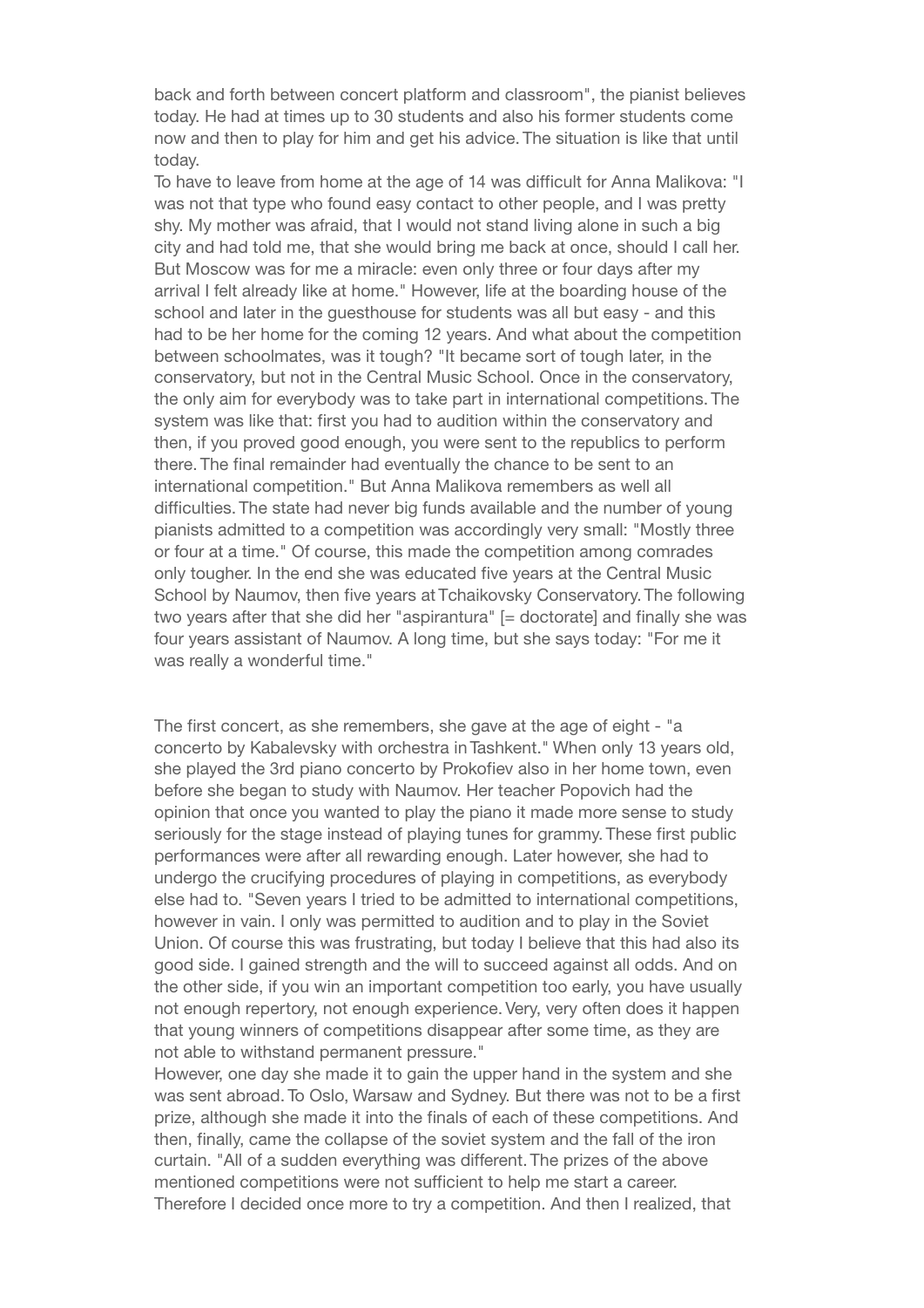back and forth between concert platform and classroom", the pianist believes today. He had at times up to 30 students and also his former students come now and then to play for him and get his advice. The situation is like that until today.

To have to leave from home at the age of 14 was difficult for Anna Malikova: "I was not that type who found easy contact to other people, and I was pretty shy. My mother was afraid, that I would not stand living alone in such a big city and had told me, that she would bring me back at once, should I call her. But Moscow was for me a miracle: even only three or four days after my arrival I felt already like at home." However, life at the boarding house of the school and later in the guesthouse for students was all but easy - and this had to be her home for the coming 12 years. And what about the competition between schoolmates, was it tough? "It became sort of tough later, in the conservatory, but not in the Central Music School. Once in the conservatory, the only aim for everybody was to take part in international competitions. The system was like that: first you had to audition within the conservatory and then, if you proved good enough, you were sent to the republics to perform there. The final remainder had eventually the chance to be sent to an international competition." But Anna Malikova remembers as well all difficulties. The state had never big funds available and the number of young pianists admitted to a competition was accordingly very small: "Mostly three or four at a time." Of course, this made the competition among comrades only tougher. In the end she was educated five years at the Central Music School by Naumov, then five years at Tchaikovsky Conservatory. The following two years after that she did her "aspirantura" [= doctorate] and finally she was four years assistant of Naumov. A long time, but she says today: "For me it was really a wonderful time."

The first concert, as she remembers, she gave at the age of eight - "a concerto by Kabalevsky with orchestra in Tashkent." When only 13 years old, she played the 3rd piano concerto by Prokofiev also in her home town, even before she began to study with Naumov. Her teacher Popovich had the opinion that once you wanted to play the piano it made more sense to study seriously for the stage instead of playing tunes for grammy. These first public performances were after all rewarding enough. Later however, she had to undergo the crucifying procedures of playing in competitions, as everybody else had to. "Seven years I tried to be admitted to international competitions, however in vain. I only was permitted to audition and to play in the Soviet Union. Of course this was frustrating, but today I believe that this had also its good side. I gained strength and the will to succeed against all odds. And on the other side, if you win an important competition too early, you have usually not enough repertory, not enough experience. Very, very often does it happen that young winners of competitions disappear after some time, as they are not able to withstand permanent pressure."

However, one day she made it to gain the upper hand in the system and she was sent abroad. To Oslo, Warsaw and Sydney. But there was not to be a first prize, although she made it into the finals of each of these competitions. And then, finally, came the collapse of the soviet system and the fall of the iron curtain. "All of a sudden everything was different. The prizes of the above mentioned competitions were not sufficient to help me start a career. Therefore I decided once more to try a competition. And then I realized, that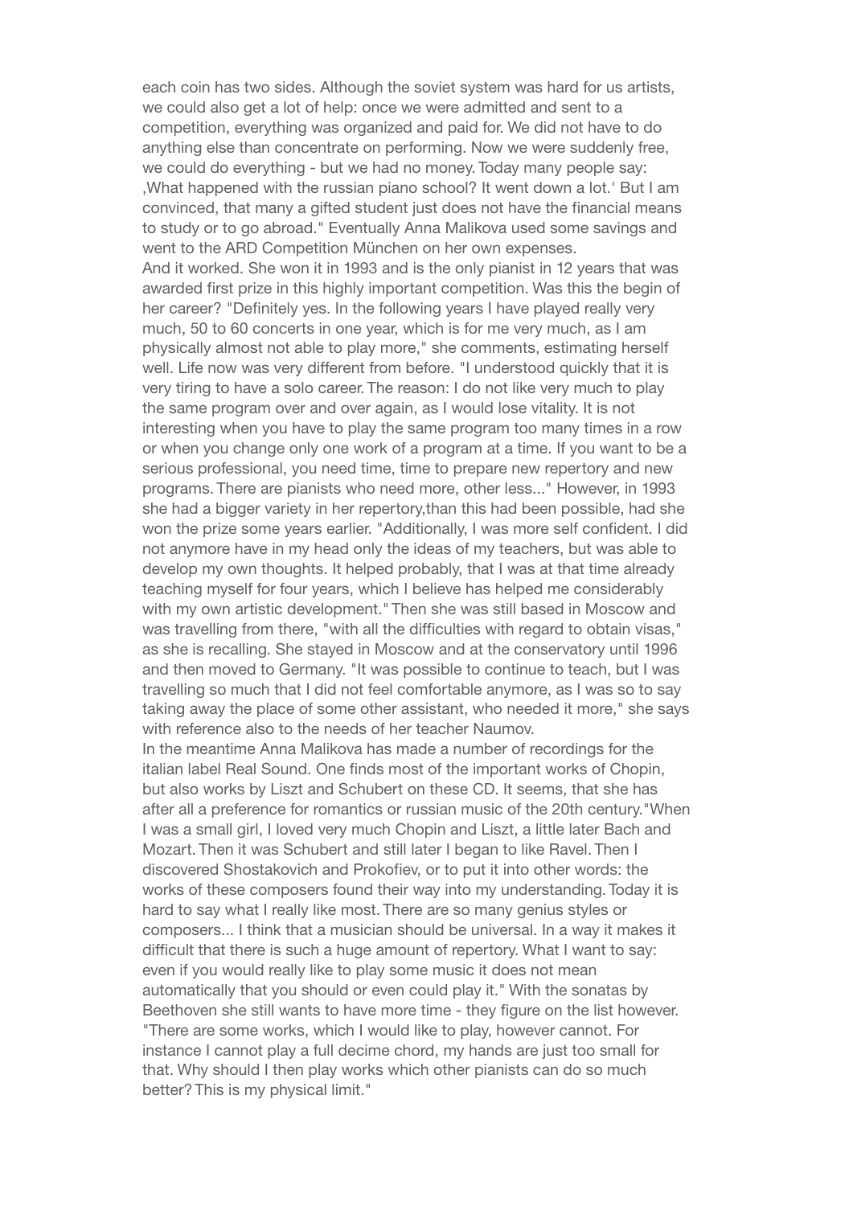each coin has two sides. Although the soviet system was hard for us artists, we could also get a lot of help: once we were admitted and sent to a competition, everything was organized and paid for. We did not have to do anything else than concentrate on performing. Now we were suddenly free, we could do everything - but we had no money. Today many people say: ‚What happened with the russian piano school? It went down a lot.' But I am convinced, that many a gifted student just does not have the financial means to study or to go abroad." Eventually Anna Malikova used some savings and went to the ARD Competition München on her own expenses.

And it worked. She won it in 1993 and is the only pianist in 12 years that was awarded first prize in this highly important competition. Was this the begin of her career? "Definitely yes. In the following years I have played really very much, 50 to 60 concerts in one year, which is for me very much, as I am physically almost not able to play more," she comments, estimating herself well. Life now was very different from before. "I understood quickly that it is very tiring to have a solo career. The reason: I do not like very much to play the same program over and over again, as I would lose vitality. It is not interesting when you have to play the same program too many times in a row or when you change only one work of a program at a time. If you want to be a serious professional, you need time, time to prepare new repertory and new programs. There are pianists who need more, other less..." However, in 1993 she had a bigger variety in her repertory,than this had been possible, had she won the prize some years earlier. "Additionally, I was more self confident. I did not anymore have in my head only the ideas of my teachers, but was able to develop my own thoughts. It helped probably, that I was at that time already teaching myself for four years, which I believe has helped me considerably with my own artistic development." Then she was still based in Moscow and was travelling from there, "with all the difficulties with regard to obtain visas," as she is recalling. She stayed in Moscow and at the conservatory until 1996 and then moved to Germany. "It was possible to continue to teach, but I was travelling so much that I did not feel comfortable anymore, as I was so to say taking away the place of some other assistant, who needed it more," she says with reference also to the needs of her teacher Naumov.

In the meantime Anna Malikova has made a number of recordings for the italian label Real Sound. One finds most of the important works of Chopin, but also works by Liszt and Schubert on these CD. It seems, that she has after all a preference for romantics or russian music of the 20th century."When I was a small girl, I loved very much Chopin and Liszt, a little later Bach and Mozart. Then it was Schubert and still later I began to like Ravel. Then I discovered Shostakovich and Prokofiev, or to put it into other words: the works of these composers found their way into my understanding. Today it is hard to say what I really like most. There are so many genius styles or composers... I think that a musician should be universal. In a way it makes it difficult that there is such a huge amount of repertory. What I want to say: even if you would really like to play some music it does not mean automatically that you should or even could play it." With the sonatas by Beethoven she still wants to have more time - they figure on the list however. "There are some works, which I would like to play, however cannot. For instance I cannot play a full decime chord, my hands are just too small for that. Why should I then play works which other pianists can do so much better? This is my physical limit."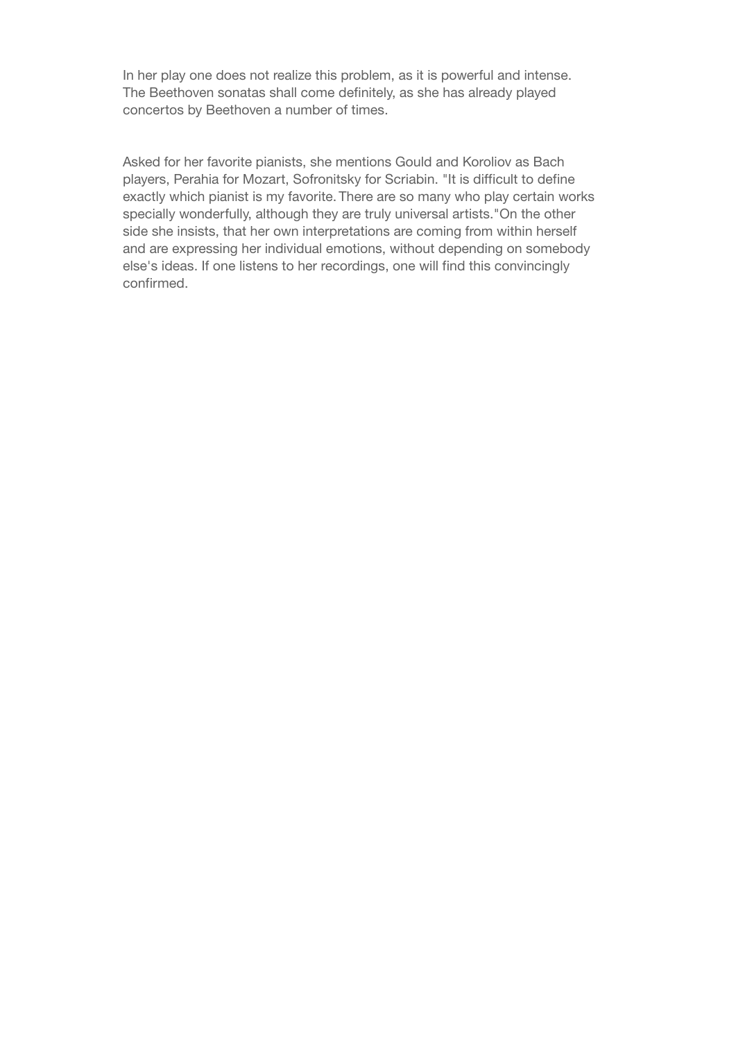In her play one does not realize this problem, as it is powerful and intense. The Beethoven sonatas shall come definitely, as she has already played concertos by Beethoven a number of times.

Asked for her favorite pianists, she mentions Gould and Koroliov as Bach players, Perahia for Mozart, Sofronitsky for Scriabin. "It is difficult to define exactly which pianist is my favorite. There are so many who play certain works specially wonderfully, although they are truly universal artists."On the other side she insists, that her own interpretations are coming from within herself and are expressing her individual emotions, without depending on somebody else's ideas. If one listens to her recordings, one will find this convincingly confirmed.